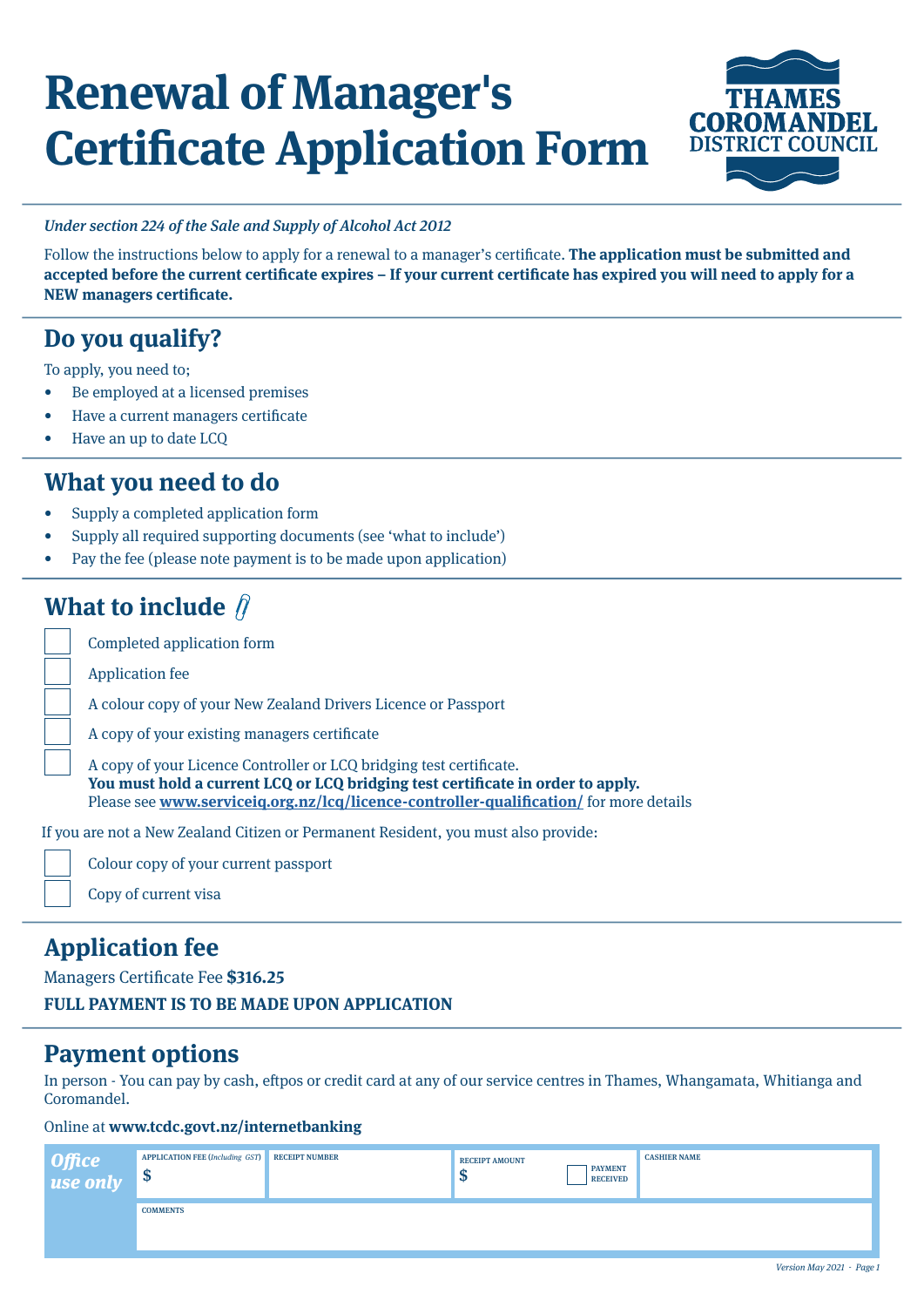# Renewal of Manager's Certificate Application Form

THAMES COROMANDEL DISTRICT COUNCIL

*Under section 224 of the Sale and Supply of Alcohol Act 2012*

Follow the instructions below to apply for a renewal to a manager's certificate. **The application must be submitted and accepted before the current certificate expires – If your current certificate has expired you will need to apply for a NEW managers certificate.**

## Do you qualify?

To apply, you need to;

- Be employed at a licensed premises
- Have a current managers certificate
- Have an up to date LCQ

## What you need to do

- Supply a completed application form
- Supply all required supporting documents (see 'what to include')
- Pay the fee (please note payment is to be made upon application)

## What to include

- ☐ Completed application form
- ☐ Application fee
- ☐ A colour copy of your New Zealand Drivers Licence or Passport
- ☐ A copy of your existing managers certificate
- ☐ A copy of your Licence Controller or LCQ bridging test certificate.
  **You must hold a current LCQ or LCQ bridging test certificate in order to apply.**
  Please see **www.serviceiq.org.nz/lcq/licence-controller-qualification/** for more details

If you are not a New Zealand Citizen or Permanent Resident, you must also provide:

- ☐ Colour copy of your current passport
- ☐ Copy of current visa

## Application fee

Managers Certificate Fee **$316.25**

**FULL PAYMENT IS TO BE MADE UPON APPLICATION**

## Payment options

In person - You can pay by cash, eftpos or credit card at any of our service centres in Thames, Whangamata, Whitianga and Coromandel.

Online at **www.tcdc.govt.nz/internetbanking**

| *Office use only* | APPLICATION FEE (*Including GST*) | RECEIPT NUMBER | RECEIPT AMOUNT | PAYMENT RECEIVED | CASHIER NAME |
|---|---|---|---|---|---|
| | $ | | $ | ☐ | |
| | COMMENTS | | | | |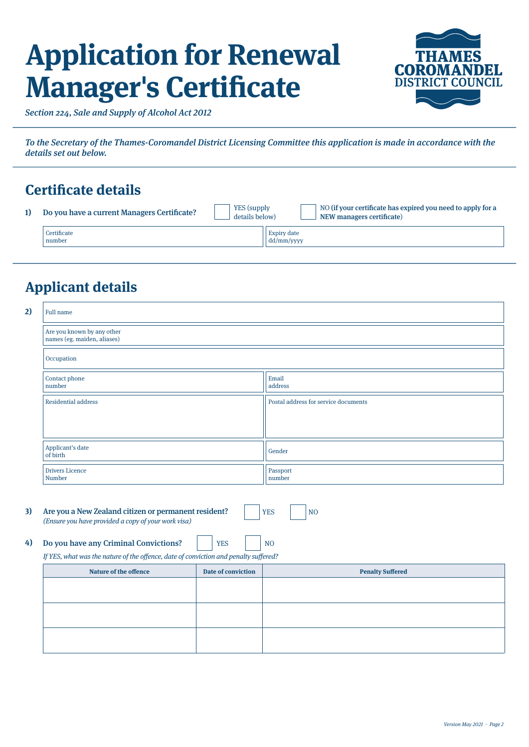# Application for Renewal Manager's Certificate

*Section 224, Sale and Supply of Alcohol Act 2012*

THAMES COROMANDEL DISTRICT COUNCIL

*To the Secretary of the Thames-Coromandel District Licensing Committee this application is made in accordance with the details set out below.*

## Certificate details

**1) Do you have a current Managers Certificate?** ☐ YES (supply details below) ☐ NO (**if your certificate has expired you need to apply for a NEW managers certificate**)

| Certificate number | Expiry date dd/mm/yyyy |
|---|---|
| | |

## Applicant details

**2)**

| | |
|---|---|
| Full name | |
| Are you known by any other names (eg. maiden, aliases) | |
| Occupation | |
| Contact phone number | Email address |
| Residential address | Postal address for service documents |
| Applicant's date of birth | Gender |
| Drivers Licence Number | Passport number |

**3) Are you a New Zealand citizen or permanent resident?** ☐ YES ☐ NO
*(Ensure you have provided a copy of your work visa)*

**4) Do you have any Criminal Convictions?** ☐ YES ☐ NO

*If YES, what was the nature of the offence, date of conviction and penalty suffered?*

| Nature of the offence | Date of conviction | Penalty Suffered |
|---|---|---|
| | | |
| | | |
| | | |

*Version May 2021*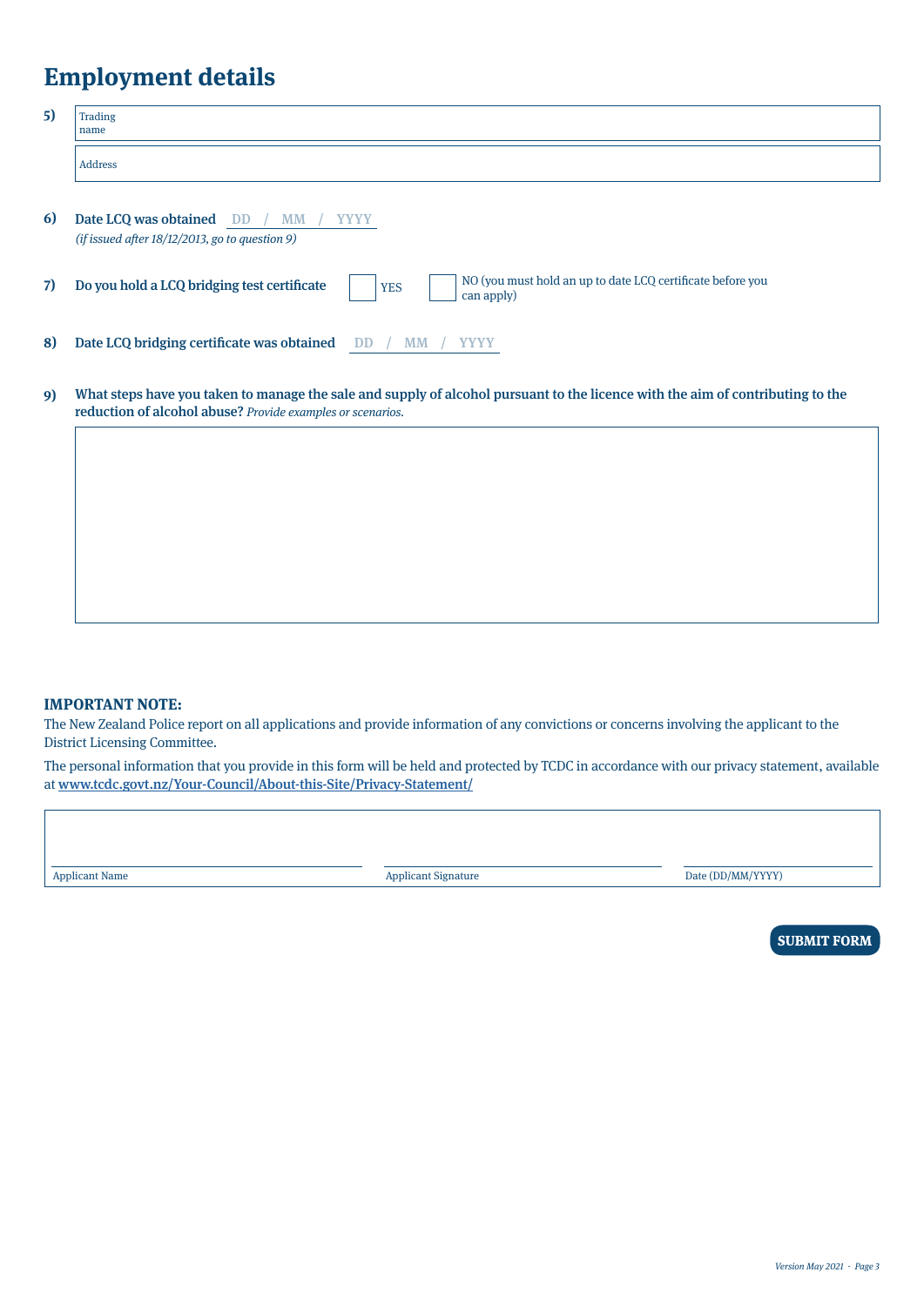# Employment details

**5)**

Trading name

Address

**6)** **Date LCQ was obtained** DD / MM / YYYY

*(if issued after 18/12/2013, go to question 9)*

**7)** **Do you hold a LCQ bridging test certificate** ☐ YES ☐ NO (you must hold an up to date LCQ certificate before you can apply)

**8)** **Date LCQ bridging certificate was obtained** DD / MM / YYYY

**9)** **What steps have you taken to manage the sale and supply of alcohol pursuant to the licence with the aim of contributing to the reduction of alcohol abuse?** *Provide examples or scenarios.*

**IMPORTANT NOTE:**

The New Zealand Police report on all applications and provide information of any convictions or concerns involving the applicant to the District Licensing Committee.

The personal information that you provide in this form will be held and protected by TCDC in accordance with our privacy statement, available at www.tcdc.govt.nz/Your-Council/About-this-Site/Privacy-Statement/

Applicant Name

Applicant Signature

Date (DD/MM/YYYY)

SUBMIT FORM

*Version May 2021*